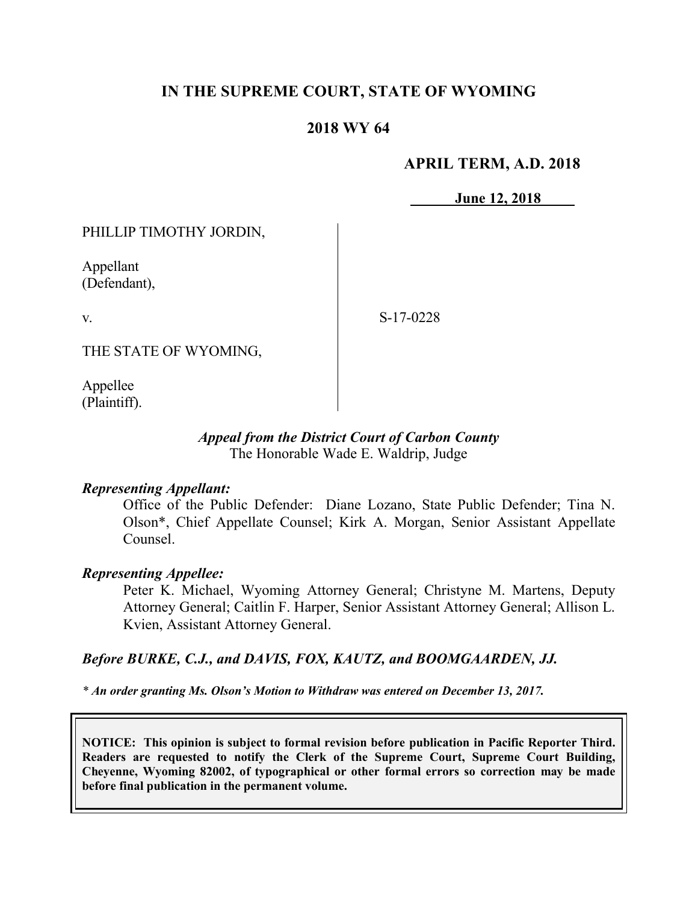# IN THE SUPREME COURT, STATE OF WYOMING

## 2018 WY 64

**APRIL TERM, A.D. 2018**

**June 12, 2018**

| | |
|---|---|
| PHILLIP TIMOTHY JORDIN,<br><br>Appellant<br>(Defendant),<br><br>v.<br><br>THE STATE OF WYOMING,<br><br>Appellee<br>(Plaintiff). | S-17-0228 |

*Appeal from the District Court of Carbon County*
The Honorable Wade E. Waldrip, Judge

***Representing Appellant:***

Office of the Public Defender: Diane Lozano, State Public Defender; Tina N. Olson*, Chief Appellate Counsel; Kirk A. Morgan, Senior Assistant Appellate Counsel.

***Representing Appellee:***

Peter K. Michael, Wyoming Attorney General; Christyne M. Martens, Deputy Attorney General; Caitlin F. Harper, Senior Assistant Attorney General; Allison L. Kvien, Assistant Attorney General.

***Before BURKE, C.J., and DAVIS, FOX, KAUTZ, and BOOMGAARDEN, JJ.***

*\* An order granting Ms. Olson's Motion to Withdraw was entered on December 13, 2017.*

**NOTICE: This opinion is subject to formal revision before publication in Pacific Reporter Third. Readers are requested to notify the Clerk of the Supreme Court, Supreme Court Building, Cheyenne, Wyoming 82002, of typographical or other formal errors so correction may be made before final publication in the permanent volume.**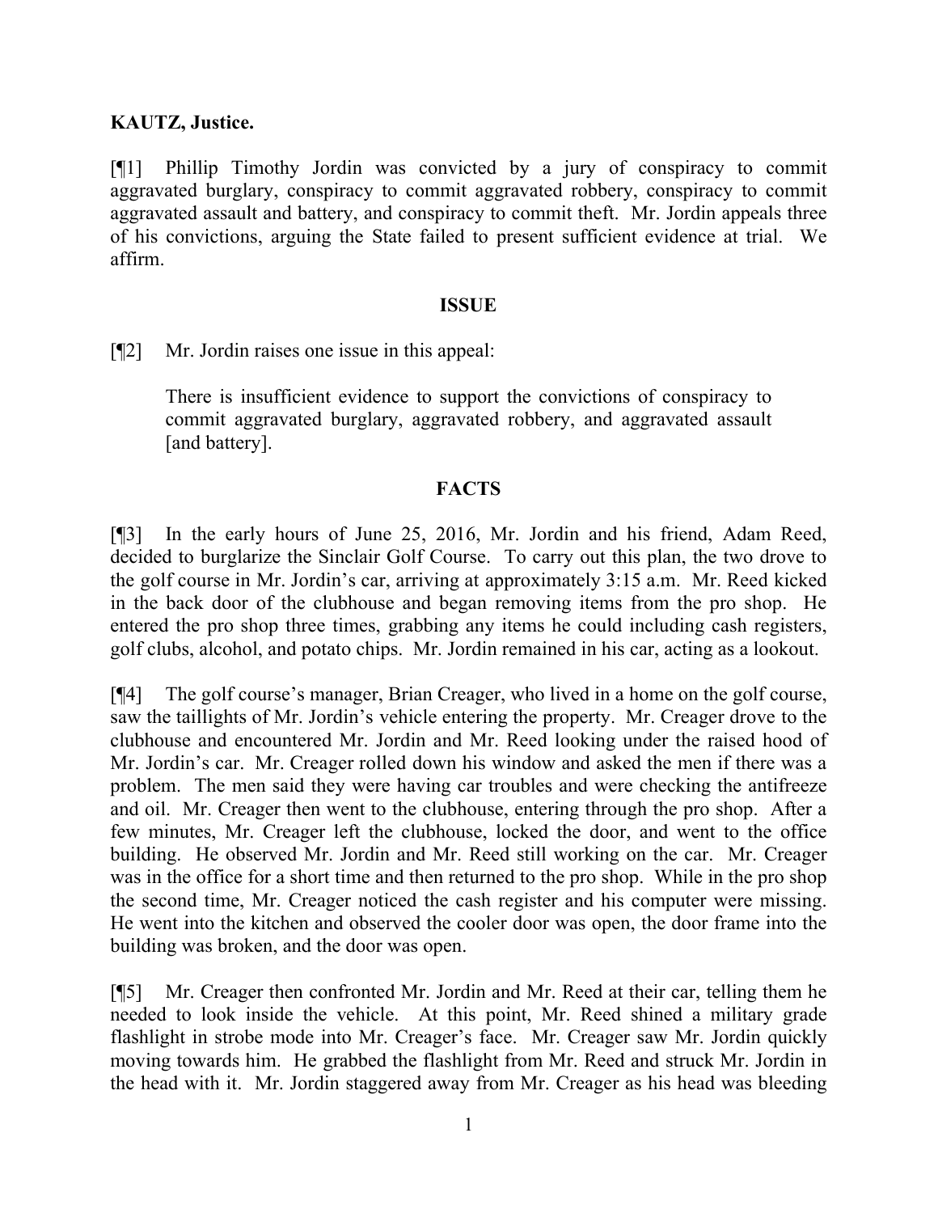**KAUTZ, Justice.**

[¶1] Phillip Timothy Jordin was convicted by a jury of conspiracy to commit aggravated burglary, conspiracy to commit aggravated robbery, conspiracy to commit aggravated assault and battery, and conspiracy to commit theft. Mr. Jordin appeals three of his convictions, arguing the State failed to present sufficient evidence at trial. We affirm.

**ISSUE**

[¶2] Mr. Jordin raises one issue in this appeal:

> There is insufficient evidence to support the convictions of conspiracy to commit aggravated burglary, aggravated robbery, and aggravated assault [and battery].

**FACTS**

[¶3] In the early hours of June 25, 2016, Mr. Jordin and his friend, Adam Reed, decided to burglarize the Sinclair Golf Course. To carry out this plan, the two drove to the golf course in Mr. Jordin's car, arriving at approximately 3:15 a.m. Mr. Reed kicked in the back door of the clubhouse and began removing items from the pro shop. He entered the pro shop three times, grabbing any items he could including cash registers, golf clubs, alcohol, and potato chips. Mr. Jordin remained in his car, acting as a lookout.

[¶4] The golf course's manager, Brian Creager, who lived in a home on the golf course, saw the taillights of Mr. Jordin's vehicle entering the property. Mr. Creager drove to the clubhouse and encountered Mr. Jordin and Mr. Reed looking under the raised hood of Mr. Jordin's car. Mr. Creager rolled down his window and asked the men if there was a problem. The men said they were having car troubles and were checking the antifreeze and oil. Mr. Creager then went to the clubhouse, entering through the pro shop. After a few minutes, Mr. Creager left the clubhouse, locked the door, and went to the office building. He observed Mr. Jordin and Mr. Reed still working on the car. Mr. Creager was in the office for a short time and then returned to the pro shop. While in the pro shop the second time, Mr. Creager noticed the cash register and his computer were missing. He went into the kitchen and observed the cooler door was open, the door frame into the building was broken, and the door was open.

[¶5] Mr. Creager then confronted Mr. Jordin and Mr. Reed at their car, telling them he needed to look inside the vehicle. At this point, Mr. Reed shined a military grade flashlight in strobe mode into Mr. Creager's face. Mr. Creager saw Mr. Jordin quickly moving towards him. He grabbed the flashlight from Mr. Reed and struck Mr. Jordin in the head with it. Mr. Jordin staggered away from Mr. Creager as his head was bleeding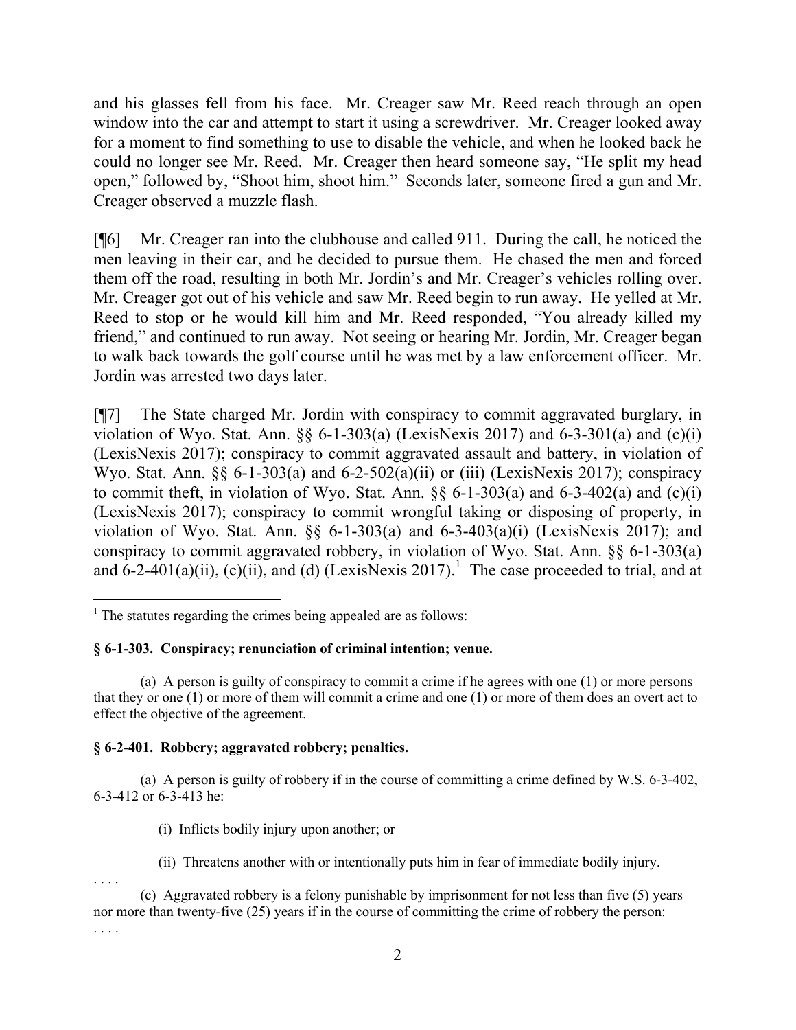and his glasses fell from his face. Mr. Creager saw Mr. Reed reach through an open window into the car and attempt to start it using a screwdriver. Mr. Creager looked away for a moment to find something to use to disable the vehicle, and when he looked back he could no longer see Mr. Reed. Mr. Creager then heard someone say, "He split my head open," followed by, "Shoot him, shoot him." Seconds later, someone fired a gun and Mr. Creager observed a muzzle flash.

[¶6] Mr. Creager ran into the clubhouse and called 911. During the call, he noticed the men leaving in their car, and he decided to pursue them. He chased the men and forced them off the road, resulting in both Mr. Jordin's and Mr. Creager's vehicles rolling over. Mr. Creager got out of his vehicle and saw Mr. Reed begin to run away. He yelled at Mr. Reed to stop or he would kill him and Mr. Reed responded, "You already killed my friend," and continued to run away. Not seeing or hearing Mr. Jordin, Mr. Creager began to walk back towards the golf course until he was met by a law enforcement officer. Mr. Jordin was arrested two days later.

[¶7] The State charged Mr. Jordin with conspiracy to commit aggravated burglary, in violation of Wyo. Stat. Ann. §§ 6-1-303(a) (LexisNexis 2017) and 6-3-301(a) and (c)(i) (LexisNexis 2017); conspiracy to commit aggravated assault and battery, in violation of Wyo. Stat. Ann. §§ 6-1-303(a) and 6-2-502(a)(ii) or (iii) (LexisNexis 2017); conspiracy to commit theft, in violation of Wyo. Stat. Ann. §§ 6-1-303(a) and 6-3-402(a) and (c)(i) (LexisNexis 2017); conspiracy to commit wrongful taking or disposing of property, in violation of Wyo. Stat. Ann. §§ 6-1-303(a) and 6-3-403(a)(i) (LexisNexis 2017); and conspiracy to commit aggravated robbery, in violation of Wyo. Stat. Ann. §§ 6-1-303(a) and 6-2-401(a)(ii), (c)(ii), and (d) (LexisNexis 2017).[1] The case proceeded to trial, and at

---

[1] The statutes regarding the crimes being appealed are as follows:

**§ 6-1-303. Conspiracy; renunciation of criminal intention; venue.**

(a) A person is guilty of conspiracy to commit a crime if he agrees with one (1) or more persons that they or one (1) or more of them will commit a crime and one (1) or more of them does an overt act to effect the objective of the agreement.

**§ 6-2-401. Robbery; aggravated robbery; penalties.**

(a) A person is guilty of robbery if in the course of committing a crime defined by W.S. 6-3-402, 6-3-412 or 6-3-413 he:

(i) Inflicts bodily injury upon another; or

(ii) Threatens another with or intentionally puts him in fear of immediate bodily injury.

. . . .

(c) Aggravated robbery is a felony punishable by imprisonment for not less than five (5) years nor more than twenty-five (25) years if in the course of committing the crime of robbery the person:

. . . .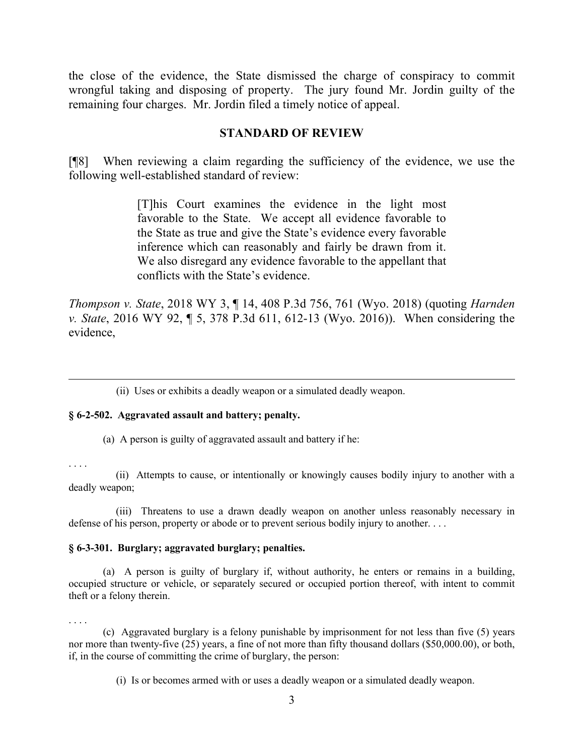the close of the evidence, the State dismissed the charge of conspiracy to commit wrongful taking and disposing of property. The jury found Mr. Jordin guilty of the remaining four charges. Mr. Jordin filed a timely notice of appeal.

## STANDARD OF REVIEW

[¶8] When reviewing a claim regarding the sufficiency of the evidence, we use the following well-established standard of review:

> [T]his Court examines the evidence in the light most favorable to the State. We accept all evidence favorable to the State as true and give the State's evidence every favorable inference which can reasonably and fairly be drawn from it. We also disregard any evidence favorable to the appellant that conflicts with the State's evidence.

*Thompson v. State*, 2018 WY 3, ¶ 14, 408 P.3d 756, 761 (Wyo. 2018) (quoting *Harnden v. State*, 2016 WY 92, ¶ 5, 378 P.3d 611, 612-13 (Wyo. 2016)). When considering the evidence,

---

(ii) Uses or exhibits a deadly weapon or a simulated deadly weapon.

**§ 6-2-502. Aggravated assault and battery; penalty.**

(a) A person is guilty of aggravated assault and battery if he:

. . . .

(ii) Attempts to cause, or intentionally or knowingly causes bodily injury to another with a deadly weapon;

(iii) Threatens to use a drawn deadly weapon on another unless reasonably necessary in defense of his person, property or abode or to prevent serious bodily injury to another. . . .

**§ 6-3-301. Burglary; aggravated burglary; penalties.**

(a) A person is guilty of burglary if, without authority, he enters or remains in a building, occupied structure or vehicle, or separately secured or occupied portion thereof, with intent to commit theft or a felony therein.

. . . .

(c) Aggravated burglary is a felony punishable by imprisonment for not less than five (5) years nor more than twenty-five (25) years, a fine of not more than fifty thousand dollars ($50,000.00), or both, if, in the course of committing the crime of burglary, the person:

(i) Is or becomes armed with or uses a deadly weapon or a simulated deadly weapon.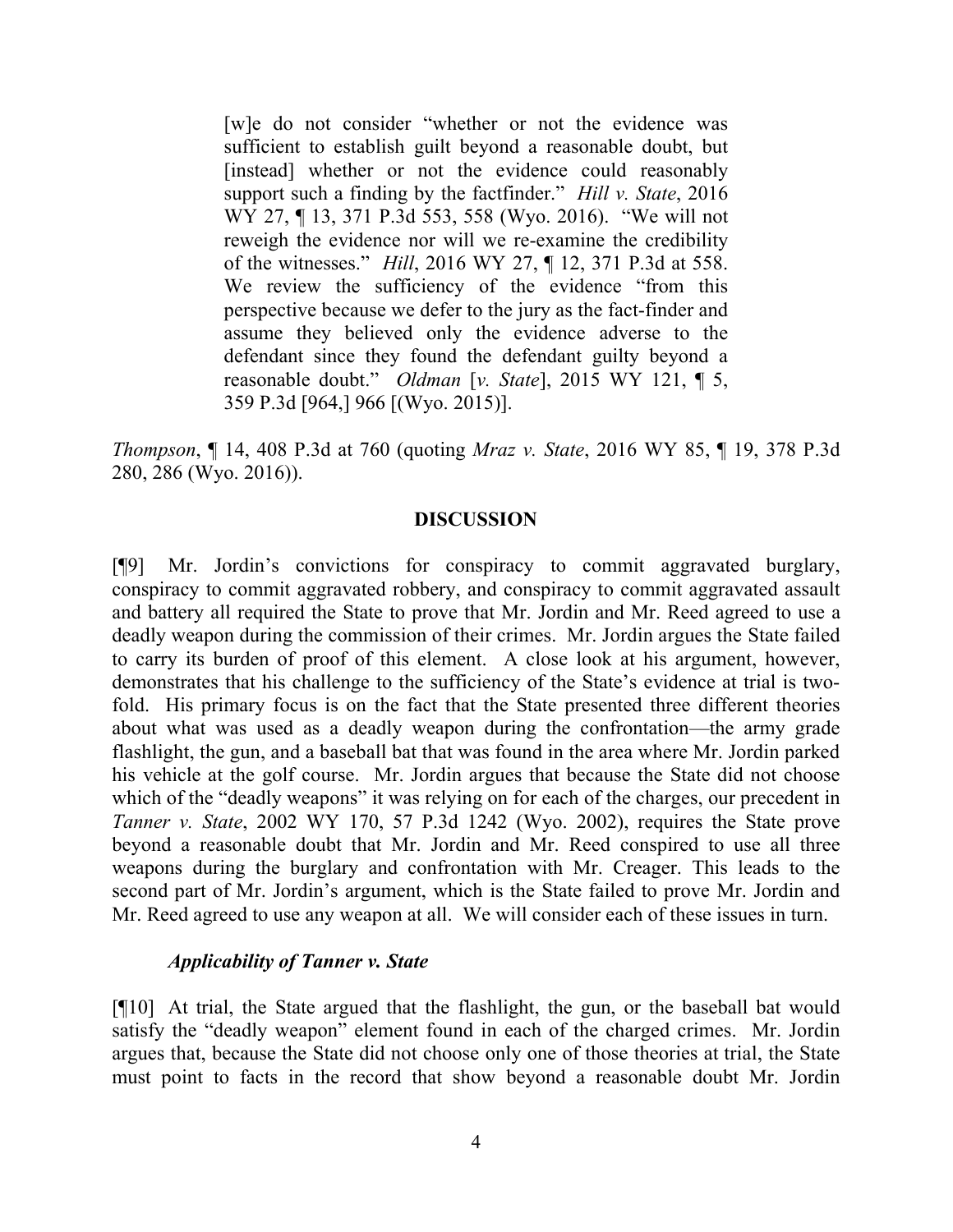> [w]e do not consider "whether or not the evidence was sufficient to establish guilt beyond a reasonable doubt, but [instead] whether or not the evidence could reasonably support such a finding by the factfinder." *Hill v. State*, 2016 WY 27, ¶ 13, 371 P.3d 553, 558 (Wyo. 2016). "We will not reweigh the evidence nor will we re-examine the credibility of the witnesses." *Hill*, 2016 WY 27, ¶ 12, 371 P.3d at 558. We review the sufficiency of the evidence "from this perspective because we defer to the jury as the fact-finder and assume they believed only the evidence adverse to the defendant since they found the defendant guilty beyond a reasonable doubt." *Oldman* [*v. State*], 2015 WY 121, ¶ 5, 359 P.3d [964,] 966 [(Wyo. 2015)].

*Thompson*, ¶ 14, 408 P.3d at 760 (quoting *Mraz v. State*, 2016 WY 85, ¶ 19, 378 P.3d 280, 286 (Wyo. 2016)).

## DISCUSSION

[¶9] Mr. Jordin's convictions for conspiracy to commit aggravated burglary, conspiracy to commit aggravated robbery, and conspiracy to commit aggravated assault and battery all required the State to prove that Mr. Jordin and Mr. Reed agreed to use a deadly weapon during the commission of their crimes. Mr. Jordin argues the State failed to carry its burden of proof of this element. A close look at his argument, however, demonstrates that his challenge to the sufficiency of the State's evidence at trial is two-fold. His primary focus is on the fact that the State presented three different theories about what was used as a deadly weapon during the confrontation—the army grade flashlight, the gun, and a baseball bat that was found in the area where Mr. Jordin parked his vehicle at the golf course. Mr. Jordin argues that because the State did not choose which of the "deadly weapons" it was relying on for each of the charges, our precedent in *Tanner v. State*, 2002 WY 170, 57 P.3d 1242 (Wyo. 2002), requires the State prove beyond a reasonable doubt that Mr. Jordin and Mr. Reed conspired to use all three weapons during the burglary and confrontation with Mr. Creager. This leads to the second part of Mr. Jordin's argument, which is the State failed to prove Mr. Jordin and Mr. Reed agreed to use any weapon at all. We will consider each of these issues in turn.

### *Applicability of Tanner v. State*

[¶10] At trial, the State argued that the flashlight, the gun, or the baseball bat would satisfy the "deadly weapon" element found in each of the charged crimes. Mr. Jordin argues that, because the State did not choose only one of those theories at trial, the State must point to facts in the record that show beyond a reasonable doubt Mr. Jordin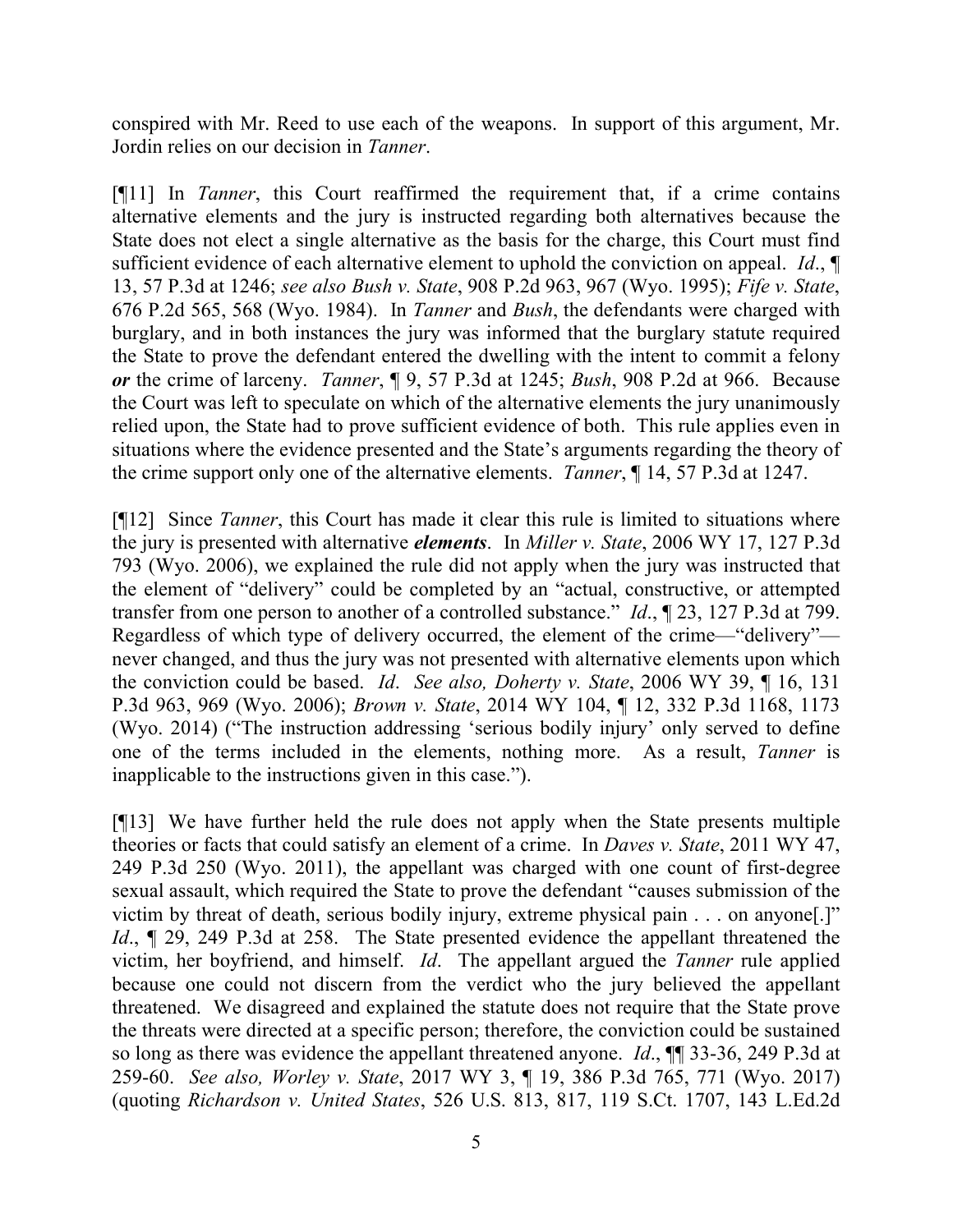conspired with Mr. Reed to use each of the weapons. In support of this argument, Mr. Jordin relies on our decision in *Tanner*.

[¶11] In *Tanner*, this Court reaffirmed the requirement that, if a crime contains alternative elements and the jury is instructed regarding both alternatives because the State does not elect a single alternative as the basis for the charge, this Court must find sufficient evidence of each alternative element to uphold the conviction on appeal. *Id*., ¶ 13, 57 P.3d at 1246; *see also Bush v. State*, 908 P.2d 963, 967 (Wyo. 1995); *Fife v. State*, 676 P.2d 565, 568 (Wyo. 1984). In *Tanner* and *Bush*, the defendants were charged with burglary, and in both instances the jury was informed that the burglary statute required the State to prove the defendant entered the dwelling with the intent to commit a felony ***or*** the crime of larceny. *Tanner*, ¶ 9, 57 P.3d at 1245; *Bush*, 908 P.2d at 966. Because the Court was left to speculate on which of the alternative elements the jury unanimously relied upon, the State had to prove sufficient evidence of both. This rule applies even in situations where the evidence presented and the State's arguments regarding the theory of the crime support only one of the alternative elements. *Tanner*, ¶ 14, 57 P.3d at 1247.

[¶12] Since *Tanner*, this Court has made it clear this rule is limited to situations where the jury is presented with alternative ***elements***. In *Miller v. State*, 2006 WY 17, 127 P.3d 793 (Wyo. 2006), we explained the rule did not apply when the jury was instructed that the element of "delivery" could be completed by an "actual, constructive, or attempted transfer from one person to another of a controlled substance." *Id*., ¶ 23, 127 P.3d at 799. Regardless of which type of delivery occurred, the element of the crime—"delivery"—never changed, and thus the jury was not presented with alternative elements upon which the conviction could be based. *Id*. *See also, Doherty v. State*, 2006 WY 39, ¶ 16, 131 P.3d 963, 969 (Wyo. 2006); *Brown v. State*, 2014 WY 104, ¶ 12, 332 P.3d 1168, 1173 (Wyo. 2014) ("The instruction addressing 'serious bodily injury' only served to define one of the terms included in the elements, nothing more. As a result, *Tanner* is inapplicable to the instructions given in this case.").

[¶13] We have further held the rule does not apply when the State presents multiple theories or facts that could satisfy an element of a crime. In *Daves v. State*, 2011 WY 47, 249 P.3d 250 (Wyo. 2011), the appellant was charged with one count of first-degree sexual assault, which required the State to prove the defendant "causes submission of the victim by threat of death, serious bodily injury, extreme physical pain . . . on anyone[.]" *Id*., ¶ 29, 249 P.3d at 258. The State presented evidence the appellant threatened the victim, her boyfriend, and himself. *Id*. The appellant argued the *Tanner* rule applied because one could not discern from the verdict who the jury believed the appellant threatened. We disagreed and explained the statute does not require that the State prove the threats were directed at a specific person; therefore, the conviction could be sustained so long as there was evidence the appellant threatened anyone. *Id*., ¶¶ 33-36, 249 P.3d at 259-60. *See also, Worley v. State*, 2017 WY 3, ¶ 19, 386 P.3d 765, 771 (Wyo. 2017) (quoting *Richardson v. United States*, 526 U.S. 813, 817, 119 S.Ct. 1707, 143 L.Ed.2d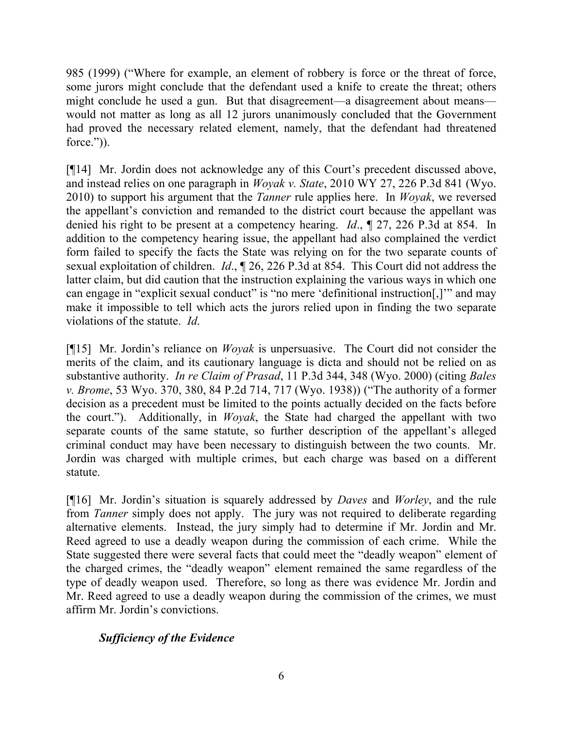985 (1999) ("Where for example, an element of robbery is force or the threat of force, some jurors might conclude that the defendant used a knife to create the threat; others might conclude he used a gun. But that disagreement—a disagreement about means—would not matter as long as all 12 jurors unanimously concluded that the Government had proved the necessary related element, namely, that the defendant had threatened force.")).

[¶14] Mr. Jordin does not acknowledge any of this Court's precedent discussed above, and instead relies on one paragraph in *Woyak v. State*, 2010 WY 27, 226 P.3d 841 (Wyo. 2010) to support his argument that the *Tanner* rule applies here. In *Woyak*, we reversed the appellant's conviction and remanded to the district court because the appellant was denied his right to be present at a competency hearing. *Id*., ¶ 27, 226 P.3d at 854. In addition to the competency hearing issue, the appellant had also complained the verdict form failed to specify the facts the State was relying on for the two separate counts of sexual exploitation of children. *Id*., ¶ 26, 226 P.3d at 854. This Court did not address the latter claim, but did caution that the instruction explaining the various ways in which one can engage in "explicit sexual conduct" is "no mere 'definitional instruction[,]'" and may make it impossible to tell which acts the jurors relied upon in finding the two separate violations of the statute. *Id*.

[¶15] Mr. Jordin's reliance on *Woyak* is unpersuasive. The Court did not consider the merits of the claim, and its cautionary language is dicta and should not be relied on as substantive authority. *In re Claim of Prasad*, 11 P.3d 344, 348 (Wyo. 2000) (citing *Bales v. Brome*, 53 Wyo. 370, 380, 84 P.2d 714, 717 (Wyo. 1938)) ("The authority of a former decision as a precedent must be limited to the points actually decided on the facts before the court."). Additionally, in *Woyak*, the State had charged the appellant with two separate counts of the same statute, so further description of the appellant's alleged criminal conduct may have been necessary to distinguish between the two counts. Mr. Jordin was charged with multiple crimes, but each charge was based on a different statute.

[¶16] Mr. Jordin's situation is squarely addressed by *Daves* and *Worley*, and the rule from *Tanner* simply does not apply. The jury was not required to deliberate regarding alternative elements. Instead, the jury simply had to determine if Mr. Jordin and Mr. Reed agreed to use a deadly weapon during the commission of each crime. While the State suggested there were several facts that could meet the "deadly weapon" element of the charged crimes, the "deadly weapon" element remained the same regardless of the type of deadly weapon used. Therefore, so long as there was evidence Mr. Jordin and Mr. Reed agreed to use a deadly weapon during the commission of the crimes, we must affirm Mr. Jordin's convictions.

***Sufficiency of the Evidence***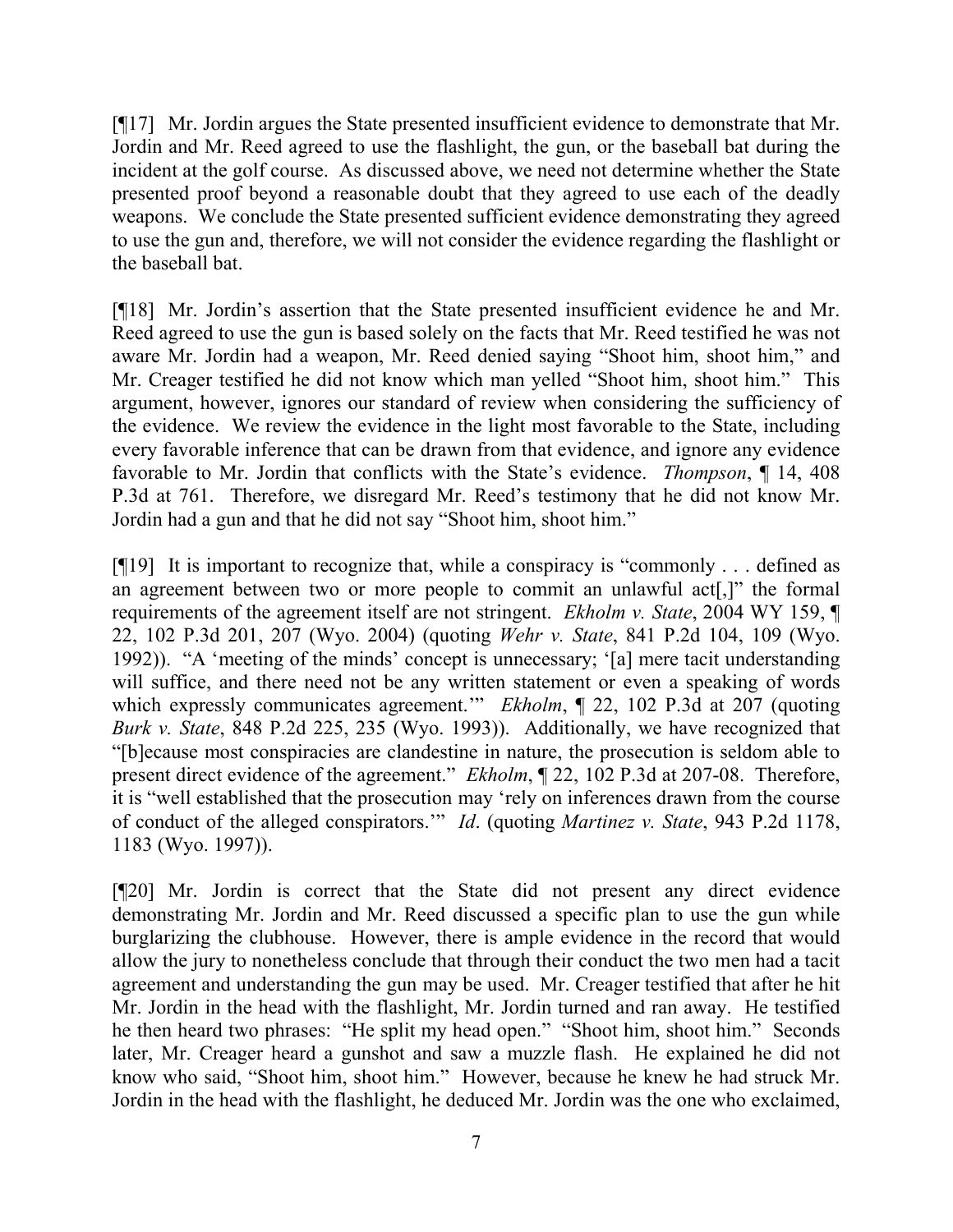[¶17] Mr. Jordin argues the State presented insufficient evidence to demonstrate that Mr. Jordin and Mr. Reed agreed to use the flashlight, the gun, or the baseball bat during the incident at the golf course. As discussed above, we need not determine whether the State presented proof beyond a reasonable doubt that they agreed to use each of the deadly weapons. We conclude the State presented sufficient evidence demonstrating they agreed to use the gun and, therefore, we will not consider the evidence regarding the flashlight or the baseball bat.

[¶18] Mr. Jordin's assertion that the State presented insufficient evidence he and Mr. Reed agreed to use the gun is based solely on the facts that Mr. Reed testified he was not aware Mr. Jordin had a weapon, Mr. Reed denied saying "Shoot him, shoot him," and Mr. Creager testified he did not know which man yelled "Shoot him, shoot him." This argument, however, ignores our standard of review when considering the sufficiency of the evidence. We review the evidence in the light most favorable to the State, including every favorable inference that can be drawn from that evidence, and ignore any evidence favorable to Mr. Jordin that conflicts with the State's evidence. *Thompson*, ¶ 14, 408 P.3d at 761. Therefore, we disregard Mr. Reed's testimony that he did not know Mr. Jordin had a gun and that he did not say "Shoot him, shoot him."

[¶19] It is important to recognize that, while a conspiracy is "commonly . . . defined as an agreement between two or more people to commit an unlawful act[,]" the formal requirements of the agreement itself are not stringent. *Ekholm v. State*, 2004 WY 159, ¶ 22, 102 P.3d 201, 207 (Wyo. 2004) (quoting *Wehr v. State*, 841 P.2d 104, 109 (Wyo. 1992)). "A 'meeting of the minds' concept is unnecessary; '[a] mere tacit understanding will suffice, and there need not be any written statement or even a speaking of words which expressly communicates agreement.'" *Ekholm*, ¶ 22, 102 P.3d at 207 (quoting *Burk v. State*, 848 P.2d 225, 235 (Wyo. 1993)). Additionally, we have recognized that "[b]ecause most conspiracies are clandestine in nature, the prosecution is seldom able to present direct evidence of the agreement." *Ekholm*, ¶ 22, 102 P.3d at 207-08. Therefore, it is "well established that the prosecution may 'rely on inferences drawn from the course of conduct of the alleged conspirators.'" *Id*. (quoting *Martinez v. State*, 943 P.2d 1178, 1183 (Wyo. 1997)).

[¶20] Mr. Jordin is correct that the State did not present any direct evidence demonstrating Mr. Jordin and Mr. Reed discussed a specific plan to use the gun while burglarizing the clubhouse. However, there is ample evidence in the record that would allow the jury to nonetheless conclude that through their conduct the two men had a tacit agreement and understanding the gun may be used. Mr. Creager testified that after he hit Mr. Jordin in the head with the flashlight, Mr. Jordin turned and ran away. He testified he then heard two phrases: "He split my head open." "Shoot him, shoot him." Seconds later, Mr. Creager heard a gunshot and saw a muzzle flash. He explained he did not know who said, "Shoot him, shoot him." However, because he knew he had struck Mr. Jordin in the head with the flashlight, he deduced Mr. Jordin was the one who exclaimed,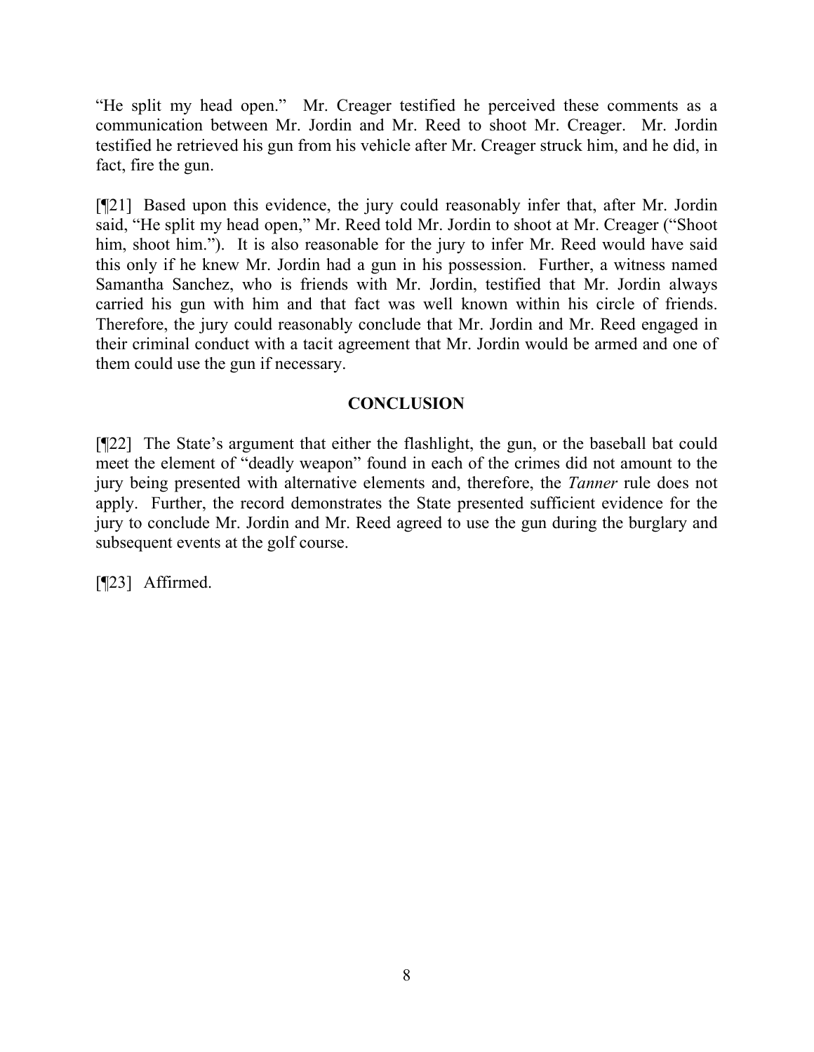"He split my head open." Mr. Creager testified he perceived these comments as a communication between Mr. Jordin and Mr. Reed to shoot Mr. Creager. Mr. Jordin testified he retrieved his gun from his vehicle after Mr. Creager struck him, and he did, in fact, fire the gun.

[¶21] Based upon this evidence, the jury could reasonably infer that, after Mr. Jordin said, "He split my head open," Mr. Reed told Mr. Jordin to shoot at Mr. Creager ("Shoot him, shoot him."). It is also reasonable for the jury to infer Mr. Reed would have said this only if he knew Mr. Jordin had a gun in his possession. Further, a witness named Samantha Sanchez, who is friends with Mr. Jordin, testified that Mr. Jordin always carried his gun with him and that fact was well known within his circle of friends. Therefore, the jury could reasonably conclude that Mr. Jordin and Mr. Reed engaged in their criminal conduct with a tacit agreement that Mr. Jordin would be armed and one of them could use the gun if necessary.

## CONCLUSION

[¶22] The State's argument that either the flashlight, the gun, or the baseball bat could meet the element of "deadly weapon" found in each of the crimes did not amount to the jury being presented with alternative elements and, therefore, the *Tanner* rule does not apply. Further, the record demonstrates the State presented sufficient evidence for the jury to conclude Mr. Jordin and Mr. Reed agreed to use the gun during the burglary and subsequent events at the golf course.

[¶23] Affirmed.